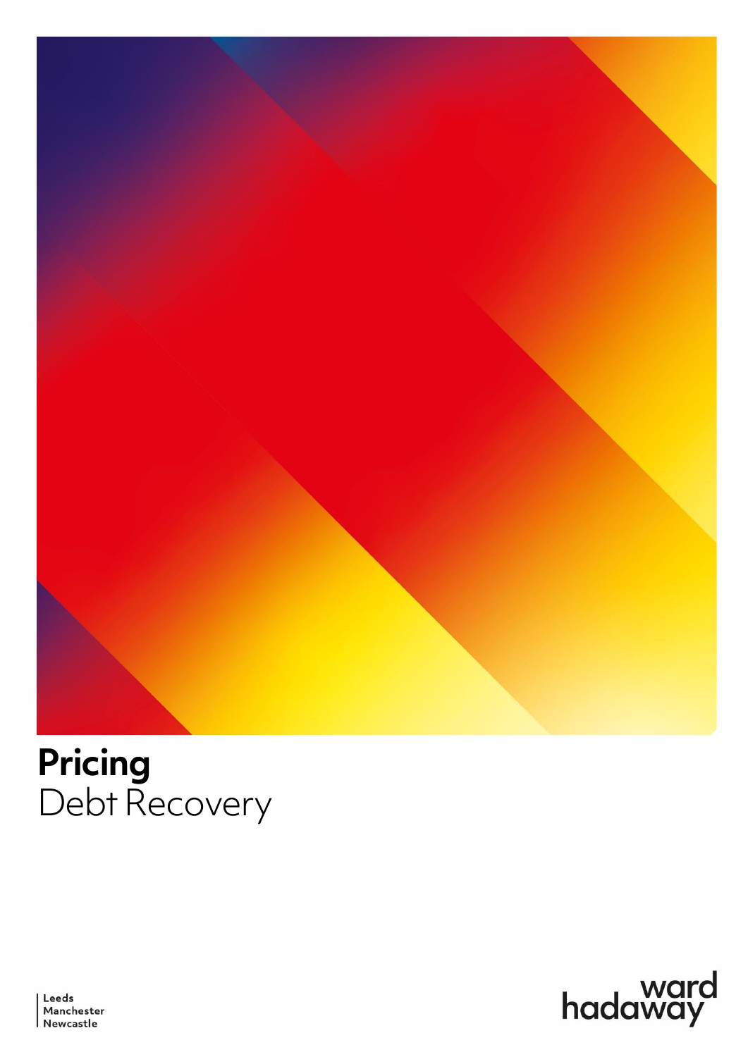# **Pricing**
Debt Recovery

Leeds
Manchester
Newcastle

ward hadaway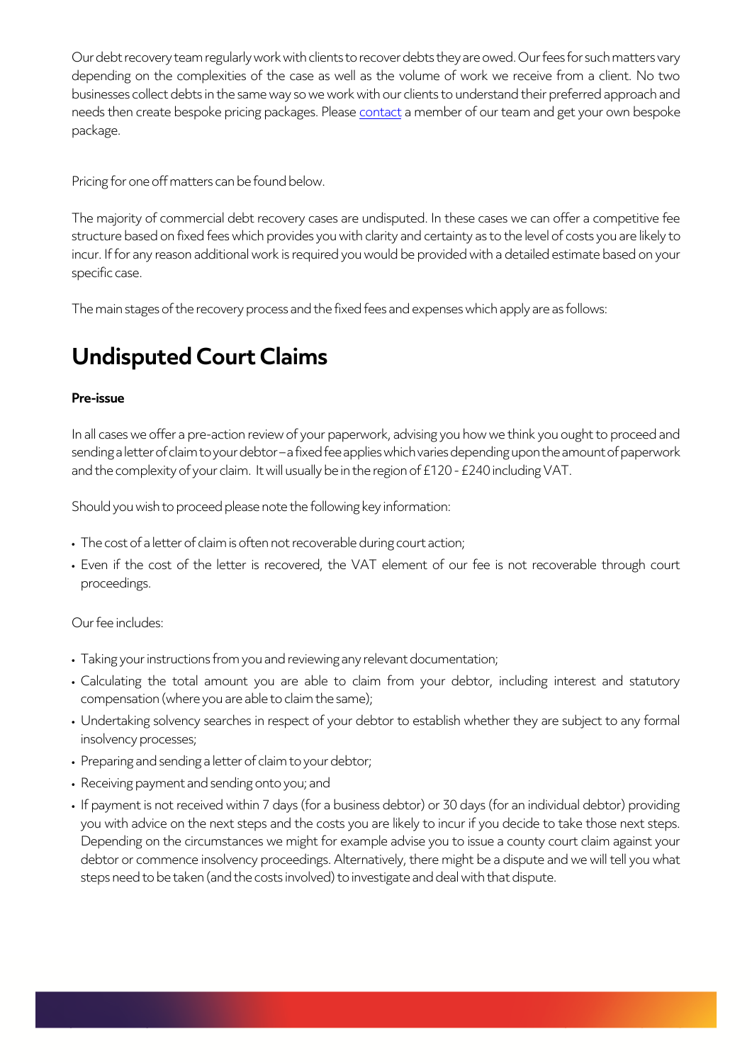Our debt recovery team regularly work with clients to recover debts they are owed. Our fees for such matters vary depending on the complexities of the case as well as the volume of work we receive from a client. No two businesses collect debts in the same way so we work with our clients to understand their preferred approach and needs then create bespoke pricing packages. Please contact a member of our team and get your own bespoke package.

Pricing for one off matters can be found below.

The majority of commercial debt recovery cases are undisputed. In these cases we can offer a competitive fee structure based on fixed fees which provides you with clarity and certainty as to the level of costs you are likely to incur. If for any reason additional work is required you would be provided with a detailed estimate based on your specific case.

The main stages of the recovery process and the fixed fees and expenses which apply are as follows:

# Undisputed Court Claims

**Pre-issue**

In all cases we offer a pre-action review of your paperwork, advising you how we think you ought to proceed and sending a letter of claim to your debtor – a fixed fee applies which varies depending upon the amount of paperwork and the complexity of your claim. It will usually be in the region of £120 - £240 including VAT.

Should you wish to proceed please note the following key information:

- The cost of a letter of claim is often not recoverable during court action;
- Even if the cost of the letter is recovered, the VAT element of our fee is not recoverable through court proceedings.

Our fee includes:

- Taking your instructions from you and reviewing any relevant documentation;
- Calculating the total amount you are able to claim from your debtor, including interest and statutory compensation (where you are able to claim the same);
- Undertaking solvency searches in respect of your debtor to establish whether they are subject to any formal insolvency processes;
- Preparing and sending a letter of claim to your debtor;
- Receiving payment and sending onto you; and
- If payment is not received within 7 days (for a business debtor) or 30 days (for an individual debtor) providing you with advice on the next steps and the costs you are likely to incur if you decide to take those next steps. Depending on the circumstances we might for example advise you to issue a county court claim against your debtor or commence insolvency proceedings. Alternatively, there might be a dispute and we will tell you what steps need to be taken (and the costs involved) to investigate and deal with that dispute.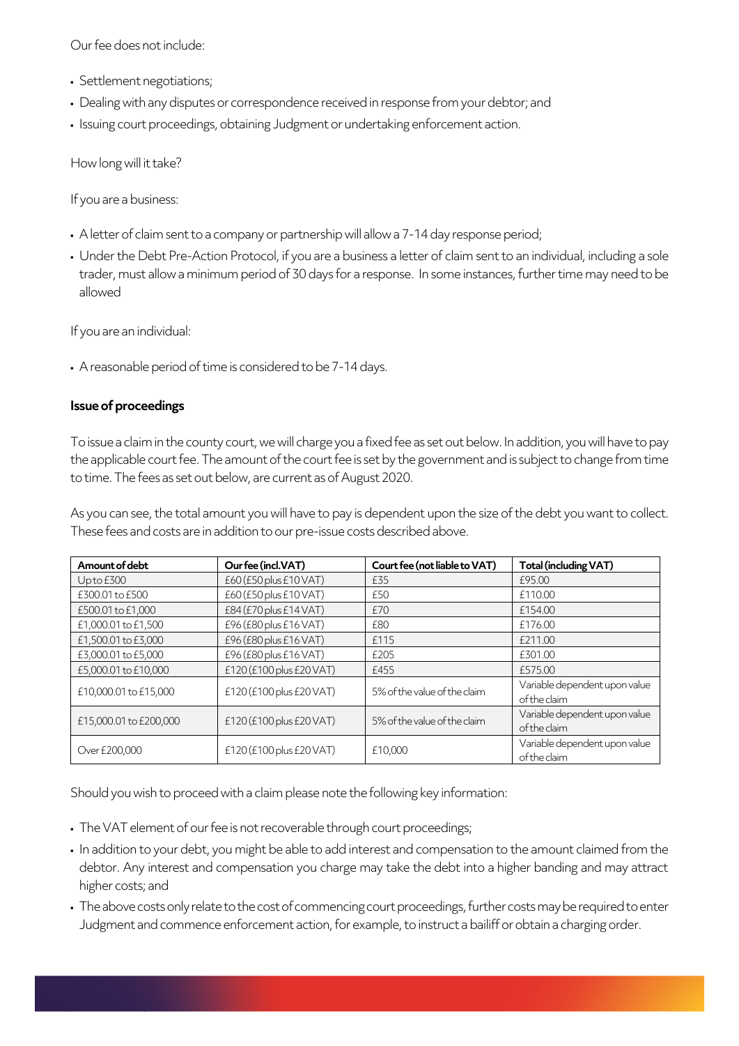Our fee does not include:

- Settlement negotiations;
- Dealing with any disputes or correspondence received in response from your debtor; and
- Issuing court proceedings, obtaining Judgment or undertaking enforcement action.

How long will it take?

If you are a business:

- A letter of claim sent to a company or partnership will allow a 7-14 day response period;
- Under the Debt Pre-Action Protocol, if you are a business a letter of claim sent to an individual, including a sole trader, must allow a minimum period of 30 days for a response. In some instances, further time may need to be allowed

If you are an individual:

- A reasonable period of time is considered to be 7-14 days.

**Issue of proceedings**

To issue a claim in the county court, we will charge you a fixed fee as set out below. In addition, you will have to pay the applicable court fee. The amount of the court fee is set by the government and is subject to change from time to time. The fees as set out below, are current as of August 2020.

As you can see, the total amount you will have to pay is dependent upon the size of the debt you want to collect. These fees and costs are in addition to our pre-issue costs described above.

| Amount of debt | Our fee (incl. VAT) | Court fee (not liable to VAT) | Total (including VAT) |
|---|---|---|---|
| Up to £300 | £60 (£50 plus £10 VAT) | £35 | £95.00 |
| £300.01 to £500 | £60 (£50 plus £10 VAT) | £50 | £110.00 |
| £500.01 to £1,000 | £84 (£70 plus £14 VAT) | £70 | £154.00 |
| £1,000.01 to £1,500 | £96 (£80 plus £16 VAT) | £80 | £176.00 |
| £1,500.01 to £3,000 | £96 (£80 plus £16 VAT) | £115 | £211.00 |
| £3,000.01 to £5,000 | £96 (£80 plus £16 VAT) | £205 | £301.00 |
| £5,000.01 to £10,000 | £120 (£100 plus £20 VAT) | £455 | £575.00 |
| £10,000.01 to £15,000 | £120 (£100 plus £20 VAT) | 5% of the value of the claim | Variable dependent upon value of the claim |
| £15,000.01 to £200,000 | £120 (£100 plus £20 VAT) | 5% of the value of the claim | Variable dependent upon value of the claim |
| Over £200,000 | £120 (£100 plus £20 VAT) | £10,000 | Variable dependent upon value of the claim |

Should you wish to proceed with a claim please note the following key information:

- The VAT element of our fee is not recoverable through court proceedings;
- In addition to your debt, you might be able to add interest and compensation to the amount claimed from the debtor. Any interest and compensation you charge may take the debt into a higher banding and may attract higher costs; and
- The above costs only relate to the cost of commencing court proceedings, further costs may be required to enter Judgment and commence enforcement action, for example, to instruct a bailiff or obtain a charging order.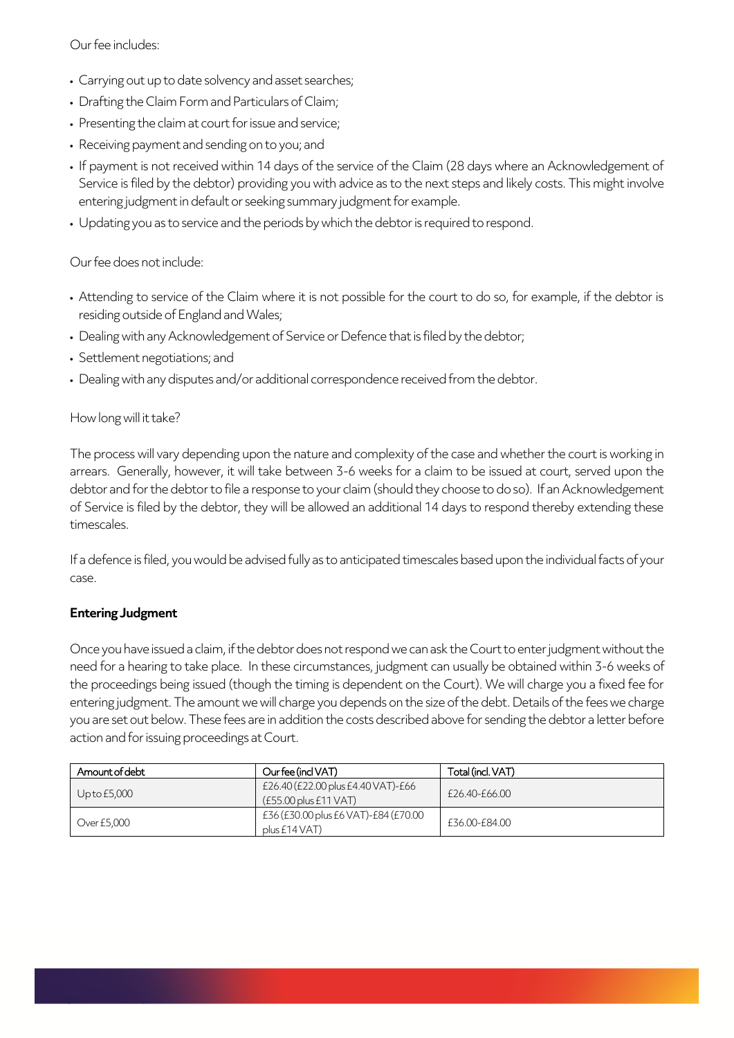Our fee includes:

- Carrying out up to date solvency and asset searches;
- Drafting the Claim Form and Particulars of Claim;
- Presenting the claim at court for issue and service;
- Receiving payment and sending on to you; and
- If payment is not received within 14 days of the service of the Claim (28 days where an Acknowledgement of Service is filed by the debtor) providing you with advice as to the next steps and likely costs. This might involve entering judgment in default or seeking summary judgment for example.
- Updating you as to service and the periods by which the debtor is required to respond.

Our fee does not include:

- Attending to service of the Claim where it is not possible for the court to do so, for example, if the debtor is residing outside of England and Wales;
- Dealing with any Acknowledgement of Service or Defence that is filed by the debtor;
- Settlement negotiations; and
- Dealing with any disputes and/or additional correspondence received from the debtor.

How long will it take?

The process will vary depending upon the nature and complexity of the case and whether the court is working in arrears. Generally, however, it will take between 3-6 weeks for a claim to be issued at court, served upon the debtor and for the debtor to file a response to your claim (should they choose to do so). If an Acknowledgement of Service is filed by the debtor, they will be allowed an additional 14 days to respond thereby extending these timescales.

If a defence is filed, you would be advised fully as to anticipated timescales based upon the individual facts of your case.

**Entering Judgment**

Once you have issued a claim, if the debtor does not respond we can ask the Court to enter judgment without the need for a hearing to take place. In these circumstances, judgment can usually be obtained within 3-6 weeks of the proceedings being issued (though the timing is dependent on the Court). We will charge you a fixed fee for entering judgment. The amount we will charge you depends on the size of the debt. Details of the fees we charge you are set out below. These fees are in addition the costs described above for sending the debtor a letter before action and for issuing proceedings at Court.

| Amount of debt | Our fee (incl VAT) | Total (incl. VAT) |
|---|---|---|
| Up to £5,000 | £26.40 (£22.00 plus £4.40 VAT)-£66 (£55.00 plus £11 VAT) | £26.40-£66.00 |
| Over £5,000 | £36 (£30.00 plus £6 VAT)-£84 (£70.00 plus £14 VAT) | £36.00-£84.00 |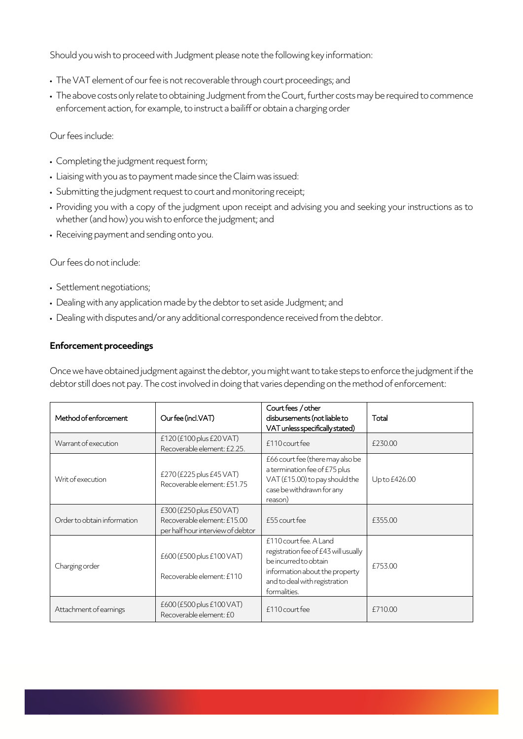Should you wish to proceed with Judgment please note the following key information:

- The VAT element of our fee is not recoverable through court proceedings; and
- The above costs only relate to obtaining Judgment from the Court, further costs may be required to commence enforcement action, for example, to instruct a bailiff or obtain a charging order

Our fees include:

- Completing the judgment request form;
- Liaising with you as to payment made since the Claim was issued:
- Submitting the judgment request to court and monitoring receipt;
- Providing you with a copy of the judgment upon receipt and advising you and seeking your instructions as to whether (and how) you wish to enforce the judgment; and
- Receiving payment and sending onto you.

Our fees do not include:

- Settlement negotiations;
- Dealing with any application made by the debtor to set aside Judgment; and
- Dealing with disputes and/or any additional correspondence received from the debtor.

**Enforcement proceedings**

Once we have obtained judgment against the debtor, you might want to take steps to enforce the judgment if the debtor still does not pay. The cost involved in doing that varies depending on the method of enforcement:

| Method of enforcement | Our fee (incl. VAT) | Court fees / other disbursements (not liable to VAT unless specifically stated) | Total |
|---|---|---|---|
| Warrant of execution | £120 (£100 plus £20 VAT) Recoverable element: £2.25. | £110 court fee | £230.00 |
| Writ of execution | £270 (£225 plus £45 VAT) Recoverable element: £51.75 | £66 court fee (there may also be a termination fee of £75 plus VAT (£15.00) to pay should the case be withdrawn for any reason) | Up to £426.00 |
| Order to obtain information | £300 (£250 plus £50 VAT) Recoverable element: £15.00 per half hour interview of debtor | £55 court fee | £355.00 |
| Charging order | £600 (£500 plus £100 VAT) Recoverable element: £110 | £110 court fee. A Land registration fee of £43 will usually be incurred to obtain information about the property and to deal with registration formalities. | £753.00 |
| Attachment of earnings | £600 (£500 plus £100 VAT) Recoverable element: £0 | £110 court fee | £710.00 |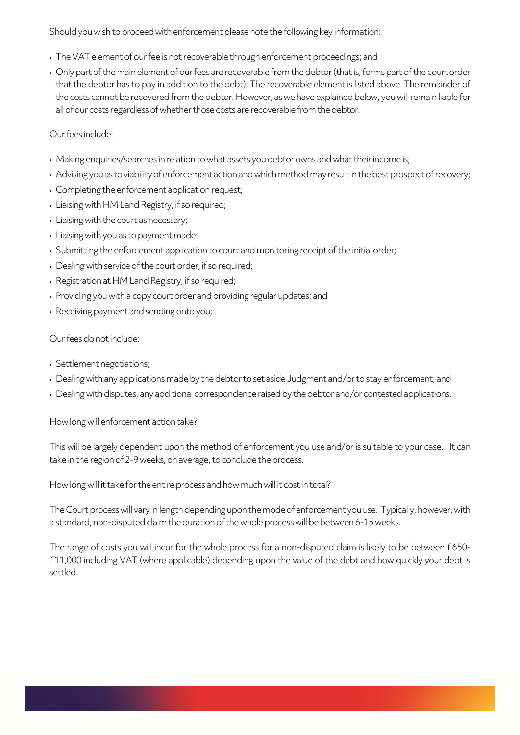Should you wish to proceed with enforcement please note the following key information:

- The VAT element of our fee is not recoverable through enforcement proceedings; and
- Only part of the main element of our fees are recoverable from the debtor (that is, forms part of the court order that the debtor has to pay in addition to the debt). The recoverable element is listed above. The remainder of the costs cannot be recovered from the debtor. However, as we have explained below, you will remain liable for all of our costs regardless of whether those costs are recoverable from the debtor.

Our fees include:

- Making enquiries/searches in relation to what assets you debtor owns and what their income is;
- Advising you as to viability of enforcement action and which method may result in the best prospect of recovery;
- Completing the enforcement application request;
- Liaising with HM Land Registry, if so required;
- Liaising with the court as necessary;
- Liaising with you as to payment made:
- Submitting the enforcement application to court and monitoring receipt of the initial order;
- Dealing with service of the court order, if so required;
- Registration at HM Land Registry, if so required;
- Providing you with a copy court order and providing regular updates; and
- Receiving payment and sending onto you;

Our fees do not include:

- Settlement negotiations;
- Dealing with any applications made by the debtor to set aside Judgment and/or to stay enforcement; and
- Dealing with disputes, any additional correspondence raised by the debtor and/or contested applications.

How long will enforcement action take?

This will be largely dependent upon the method of enforcement you use and/or is suitable to your case. It can take in the region of 2-9 weeks, on average, to conclude the process.

How long will it take for the entire process and how much will it cost in total?

The Court process will vary in length depending upon the mode of enforcement you use. Typically, however, with a standard, non-disputed claim the duration of the whole process will be between 6-15 weeks.

The range of costs you will incur for the whole process for a non-disputed claim is likely to be between £650-£11,000 including VAT (where applicable) depending upon the value of the debt and how quickly your debt is settled.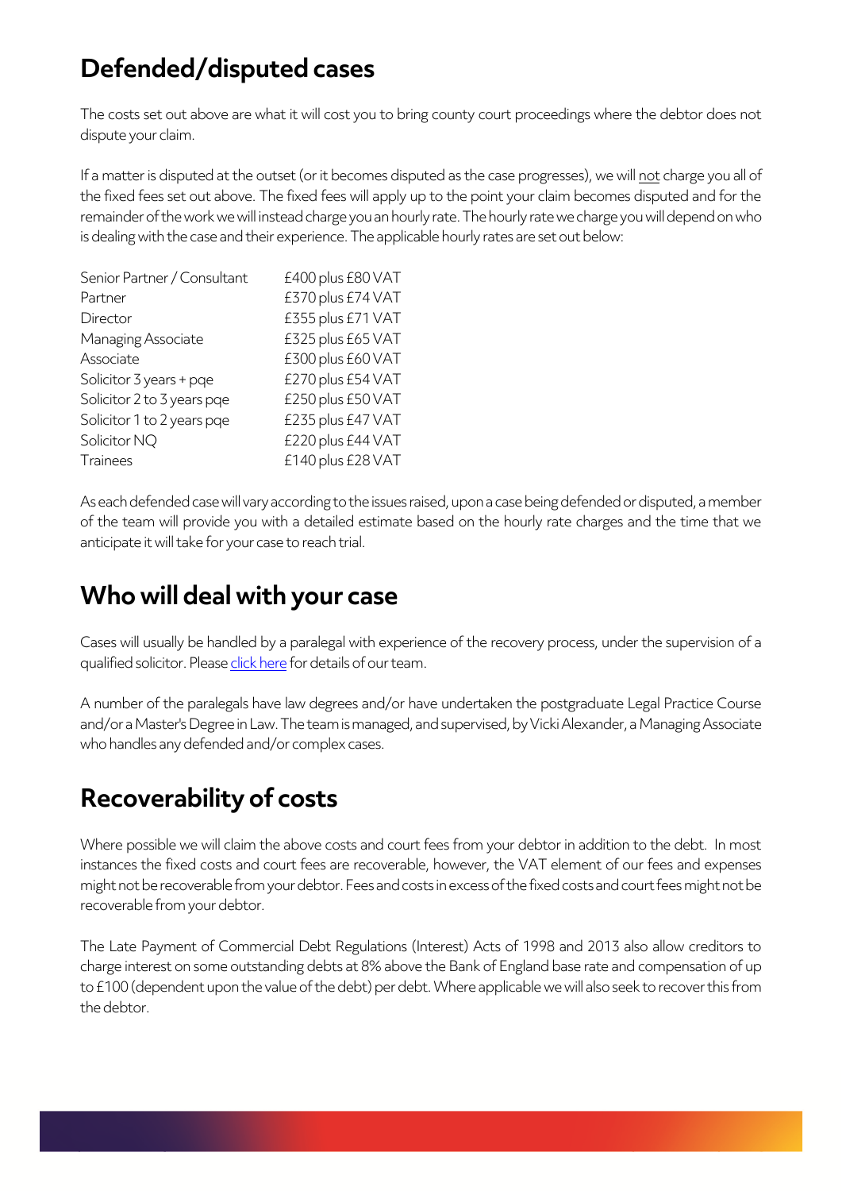## Defended/disputed cases

The costs set out above are what it will cost you to bring county court proceedings where the debtor does not dispute your claim.

If a matter is disputed at the outset (or it becomes disputed as the case progresses), we will <u>not</u> charge you all of the fixed fees set out above. The fixed fees will apply up to the point your claim becomes disputed and for the remainder of the work we will instead charge you an hourly rate. The hourly rate we charge you will depend on who is dealing with the case and their experience. The applicable hourly rates are set out below:

| | |
|---|---|
| Senior Partner / Consultant | £400 plus £80 VAT |
| Partner | £370 plus £74 VAT |
| Director | £355 plus £71 VAT |
| Managing Associate | £325 plus £65 VAT |
| Associate | £300 plus £60 VAT |
| Solicitor 3 years + pqe | £270 plus £54 VAT |
| Solicitor 2 to 3 years pqe | £250 plus £50 VAT |
| Solicitor 1 to 2 years pqe | £235 plus £47 VAT |
| Solicitor NQ | £220 plus £44 VAT |
| Trainees | £140 plus £28 VAT |

As each defended case will vary according to the issues raised, upon a case being defended or disputed, a member of the team will provide you with a detailed estimate based on the hourly rate charges and the time that we anticipate it will take for your case to reach trial.

## Who will deal with your case

Cases will usually be handled by a paralegal with experience of the recovery process, under the supervision of a qualified solicitor. Please click here for details of our team.

A number of the paralegals have law degrees and/or have undertaken the postgraduate Legal Practice Course and/or a Master's Degree in Law. The team is managed, and supervised, by Vicki Alexander, a Managing Associate who handles any defended and/or complex cases.

## Recoverability of costs

Where possible we will claim the above costs and court fees from your debtor in addition to the debt. In most instances the fixed costs and court fees are recoverable, however, the VAT element of our fees and expenses might not be recoverable from your debtor. Fees and costs in excess of the fixed costs and court fees might not be recoverable from your debtor.

The Late Payment of Commercial Debt Regulations (Interest) Acts of 1998 and 2013 also allow creditors to charge interest on some outstanding debts at 8% above the Bank of England base rate and compensation of up to £100 (dependent upon the value of the debt) per debt. Where applicable we will also seek to recover this from the debtor.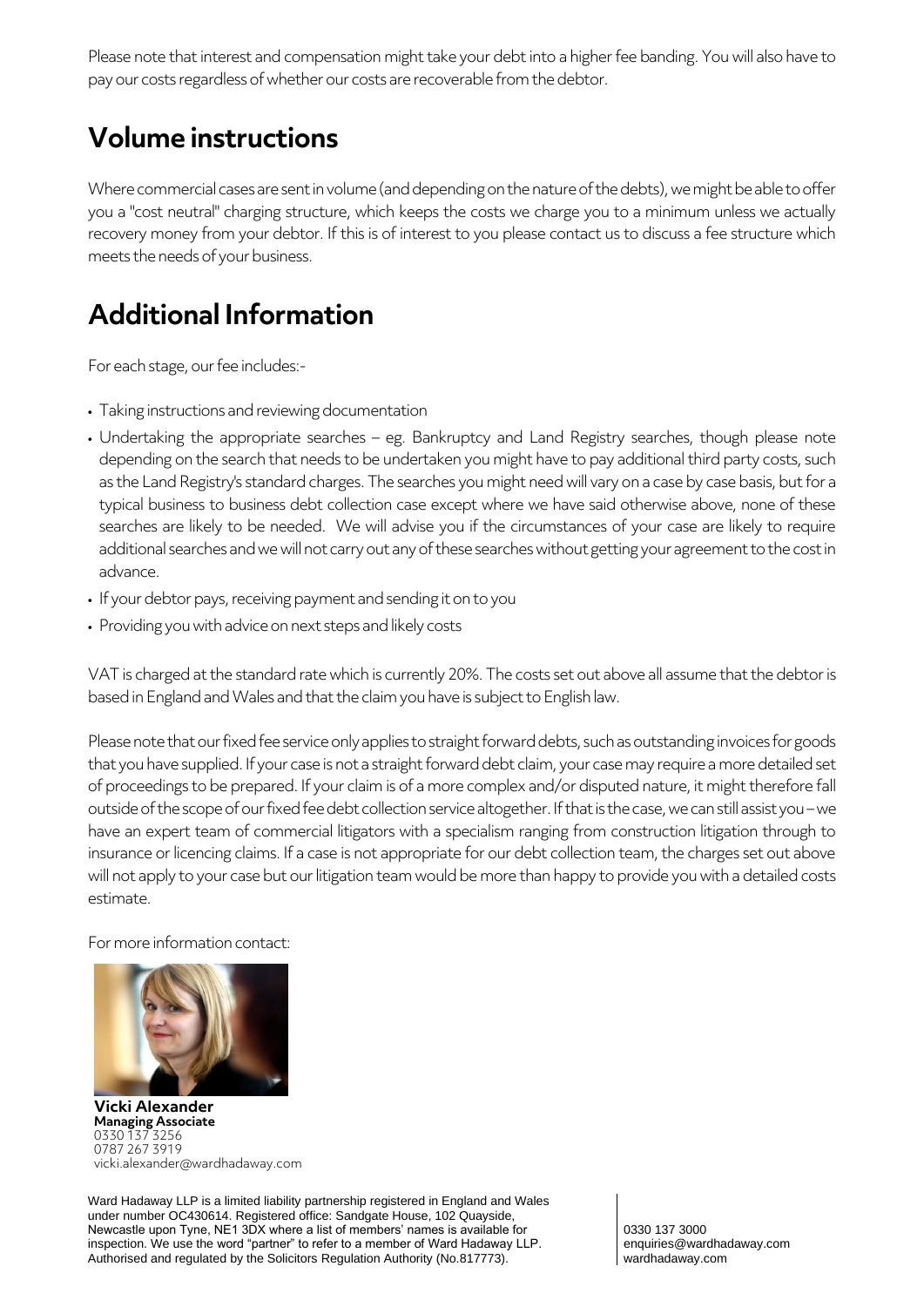Please note that interest and compensation might take your debt into a higher fee banding. You will also have to pay our costs regardless of whether our costs are recoverable from the debtor.

## Volume instructions

Where commercial cases are sent in volume (and depending on the nature of the debts), we might be able to offer you a "cost neutral" charging structure, which keeps the costs we charge you to a minimum unless we actually recovery money from your debtor. If this is of interest to you please contact us to discuss a fee structure which meets the needs of your business.

## Additional Information

For each stage, our fee includes:-

- Taking instructions and reviewing documentation
- Undertaking the appropriate searches – eg. Bankruptcy and Land Registry searches, though please note depending on the search that needs to be undertaken you might have to pay additional third party costs, such as the Land Registry's standard charges. The searches you might need will vary on a case by case basis, but for a typical business to business debt collection case except where we have said otherwise above, none of these searches are likely to be needed. We will advise you if the circumstances of your case are likely to require additional searches and we will not carry out any of these searches without getting your agreement to the cost in advance.
- If your debtor pays, receiving payment and sending it on to you
- Providing you with advice on next steps and likely costs

VAT is charged at the standard rate which is currently 20%. The costs set out above all assume that the debtor is based in England and Wales and that the claim you have is subject to English law.

Please note that our fixed fee service only applies to straight forward debts, such as outstanding invoices for goods that you have supplied. If your case is not a straight forward debt claim, your case may require a more detailed set of proceedings to be prepared. If your claim is of a more complex and/or disputed nature, it might therefore fall outside of the scope of our fixed fee debt collection service altogether. If that is the case, we can still assist you – we have an expert team of commercial litigators with a specialism ranging from construction litigation through to insurance or licencing claims. If a case is not appropriate for our debt collection team, the charges set out above will not apply to your case but our litigation team would be more than happy to provide you with a detailed costs estimate.

For more information contact:

**Vicki Alexander**
**Managing Associate**
0330 137 3256
0787 267 3919
vicki.alexander@wardhadaway.com

Ward Hadaway LLP is a limited liability partnership registered in England and Wales under number OC430614. Registered office: Sandgate House, 102 Quayside, Newcastle upon Tyne, NE1 3DX where a list of members' names is available for inspection. We use the word "partner" to refer to a member of Ward Hadaway LLP. Authorised and regulated by the Solicitors Regulation Authority (No.817773).

0330 137 3000
enquiries@wardhadaway.com
wardhadaway.com